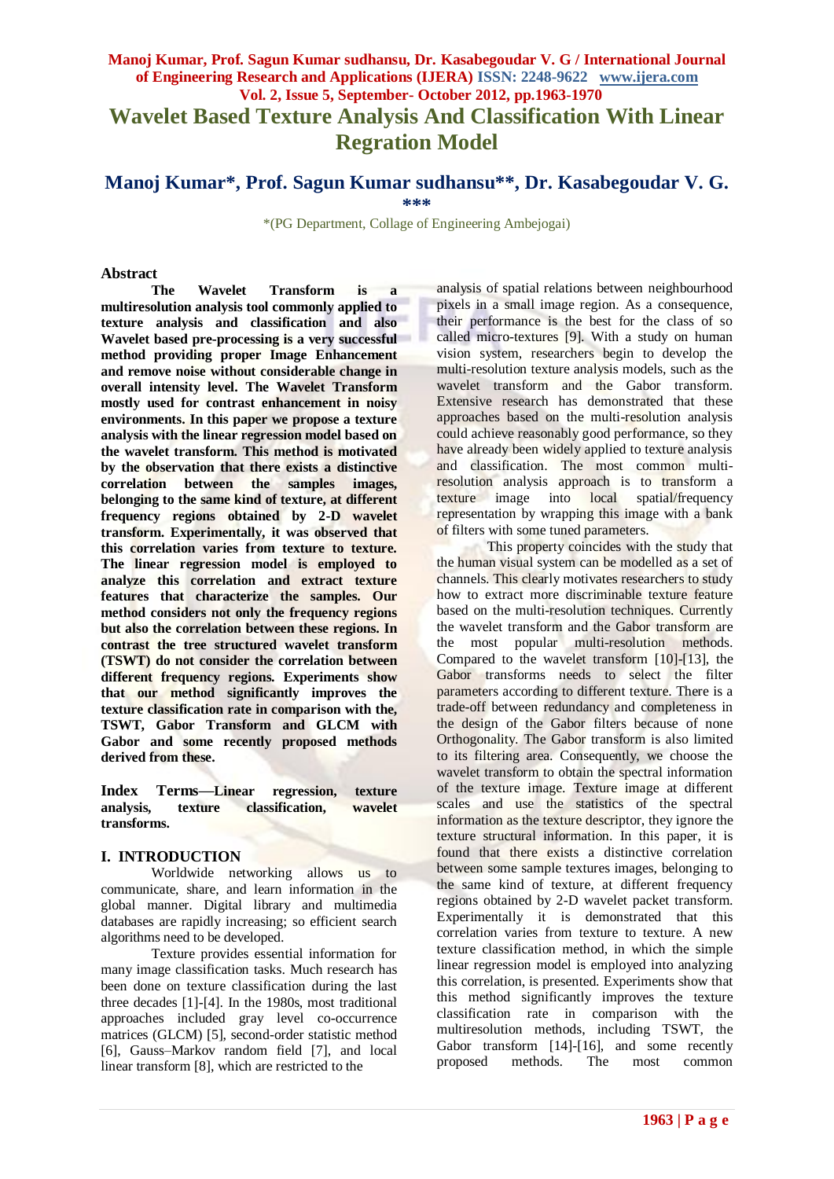# Wavelet Based Texture Analysis And Classification With Linear Regration Model

## Manoj Kumar*, Prof. Sagun Kumar sudhansu**, Dr. Kasabegoudar V. G. ***

*(PG Department, Collage of Engineering Ambejogai)

### Abstract

**The Wavelet Transform is a multiresolution analysis tool commonly applied to texture analysis and classification and also Wavelet based pre-processing is a very successful method providing proper Image Enhancement and remove noise without considerable change in overall intensity level. The Wavelet Transform mostly used for contrast enhancement in noisy environments. In this paper we propose a texture analysis with the linear regression model based on the wavelet transform. This method is motivated by the observation that there exists a distinctive correlation between the samples images, belonging to the same kind of texture, at different frequency regions obtained by 2-D wavelet transform. Experimentally, it was observed that this correlation varies from texture to texture. The linear regression model is employed to analyze this correlation and extract texture features that characterize the samples. Our method considers not only the frequency regions but also the correlation between these regions. In contrast the tree structured wavelet transform (TSWT) do not consider the correlation between different frequency regions. Experiments show that our method significantly improves the texture classification rate in comparison with the, TSWT, Gabor Transform and GLCM with Gabor and some recently proposed methods derived from these.**

**Index Terms—Linear regression, texture analysis, texture classification, wavelet transforms.**

## I. INTRODUCTION

Worldwide networking allows us to communicate, share, and learn information in the global manner. Digital library and multimedia databases are rapidly increasing; so efficient search algorithms need to be developed.

Texture provides essential information for many image classification tasks. Much research has been done on texture classification during the last three decades [1]-[4]. In the 1980s, most traditional approaches included gray level co-occurrence matrices (GLCM) [5], second-order statistic method [6], Gauss–Markov random field [7], and local linear transform [8], which are restricted to the analysis of spatial relations between neighbourhood pixels in a small image region. As a consequence, their performance is the best for the class of so called micro-textures [9]. With a study on human vision system, researchers begin to develop the multi-resolution texture analysis models, such as the wavelet transform and the Gabor transform. Extensive research has demonstrated that these approaches based on the multi-resolution analysis could achieve reasonably good performance, so they have already been widely applied to texture analysis and classification. The most common multi-resolution analysis approach is to transform a texture image into local spatial/frequency representation by wrapping this image with a bank of filters with some tuned parameters.

This property coincides with the study that the human visual system can be modelled as a set of channels. This clearly motivates researchers to study how to extract more discriminable texture feature based on the multi-resolution techniques. Currently the wavelet transform and the Gabor transform are the most popular multi-resolution methods. Compared to the wavelet transform [10]-[13], the Gabor transforms needs to select the filter parameters according to different texture. There is a trade-off between redundancy and completeness in the design of the Gabor filters because of none Orthogonality. The Gabor transform is also limited to its filtering area. Consequently, we choose the wavelet transform to obtain the spectral information of the texture image. Texture image at different scales and use the statistics of the spectral information as the texture descriptor, they ignore the texture structural information. In this paper, it is found that there exists a distinctive correlation between some sample textures images, belonging to the same kind of texture, at different frequency regions obtained by 2-D wavelet packet transform. Experimentally it is demonstrated that this correlation varies from texture to texture. A new texture classification method, in which the simple linear regression model is employed into analyzing this correlation, is presented. Experiments show that this method significantly improves the texture classification rate in comparison with the multiresolution methods, including TSWT, the Gabor transform [14]-[16], and some recently proposed methods. The most common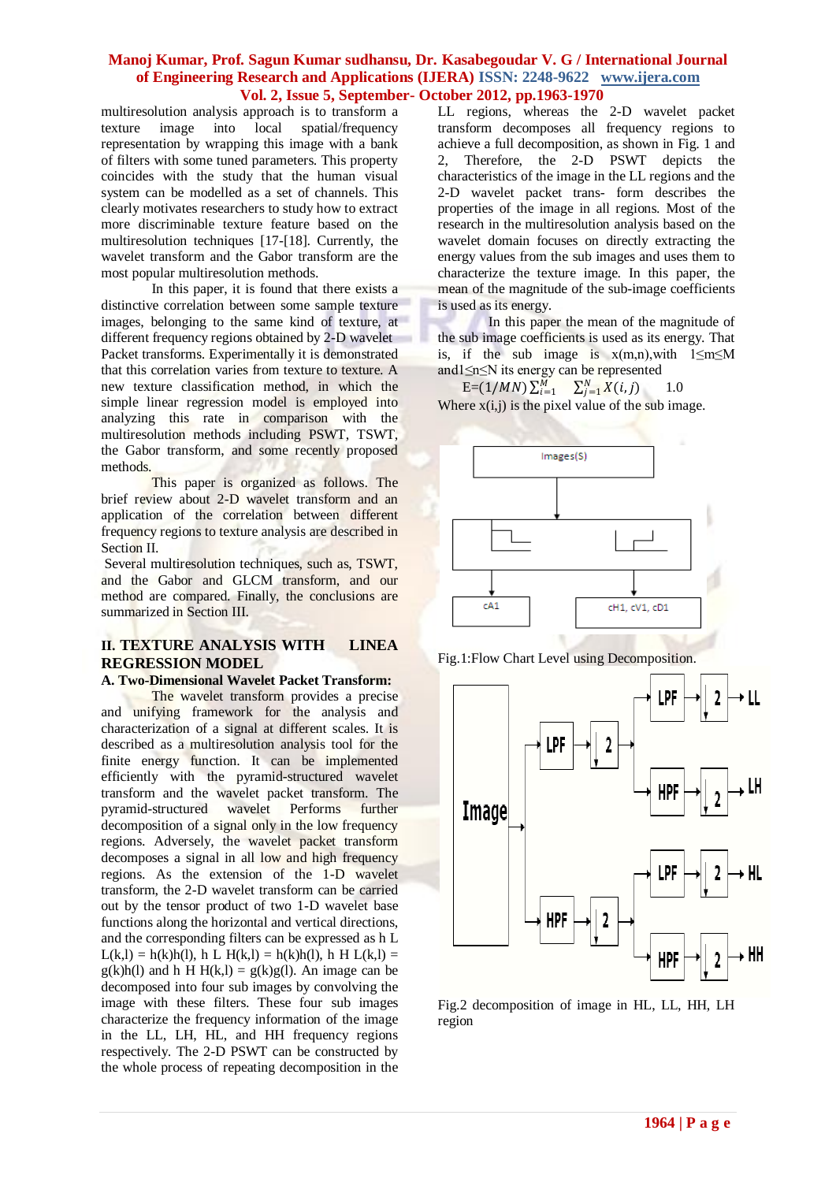multiresolution analysis approach is to transform a texture image into local spatial/frequency representation by wrapping this image with a bank of filters with some tuned parameters. This property coincides with the study that the human visual system can be modelled as a set of channels. This clearly motivates researchers to study how to extract more discriminable texture feature based on the multiresolution techniques [17-[18]. Currently, the wavelet transform and the Gabor transform are the most popular multiresolution methods.

In this paper, it is found that there exists a distinctive correlation between some sample texture images, belonging to the same kind of texture, at different frequency regions obtained by 2-D wavelet Packet transforms. Experimentally it is demonstrated that this correlation varies from texture to texture. A new texture classification method, in which the simple linear regression model is employed into analyzing this rate in comparison with the multiresolution methods including PSWT, TSWT, the Gabor transform, and some recently proposed methods.

This paper is organized as follows. The brief review about 2-D wavelet transform and an application of the correlation between different frequency regions to texture analysis are described in Section II.

Several multiresolution techniques, such as, TSWT, and the Gabor and GLCM transform, and our method are compared. Finally, the conclusions are summarized in Section III.

## II. TEXTURE ANALYSIS WITH LINEA REGRESSION MODEL

### A. Two-Dimensional Wavelet Packet Transform:

The wavelet transform provides a precise and unifying framework for the analysis and characterization of a signal at different scales. It is described as a multiresolution analysis tool for the finite energy function. It can be implemented efficiently with the pyramid-structured wavelet transform and the wavelet packet transform. The pyramid-structured wavelet Performs further decomposition of a signal only in the low frequency regions. Adversely, the wavelet packet transform decomposes a signal in all low and high frequency regions. As the extension of the 1-D wavelet transform, the 2-D wavelet transform can be carried out by the tensor product of two 1-D wavelet base functions along the horizontal and vertical directions, and the corresponding filters can be expressed as h L L(k,l) = h(k)h(l), h L H(k,l) = h(k)h(l), h H L(k,l) = g(k)h(l) and h H H(k,l) = g(k)g(l). An image can be decomposed into four sub images by convolving the image with these filters. These four sub images characterize the frequency information of the image in the LL, LH, HL, and HH frequency regions respectively. The 2-D PSWT can be constructed by the whole process of repeating decomposition in the LL regions, whereas the 2-D wavelet packet transform decomposes all frequency regions to achieve a full decomposition, as shown in Fig. 1 and 2, Therefore, the 2-D PSWT depicts the characteristics of the image in the LL regions and the 2-D wavelet packet trans- form describes the properties of the image in all regions. Most of the research in the multiresolution analysis based on the wavelet domain focuses on directly extracting the energy values from the sub images and uses them to characterize the texture image. In this paper, the mean of the magnitude of the sub-image coefficients is used as energy.

In this paper the mean of the magnitude of the sub image coefficients is used as its energy. That is, if the sub image is x(m,n),with $1 \leq m \leq M$ and $1 \leq n \leq N$ its energy can be represented

$$E=(1/MN)\sum_{i=1}^{M}\sum_{j=1}^{N}X(i,j) \qquad 1.0$$

Where x(i,j) is the pixel value of the sub image.

Fig.1:Flow Chart Level using Decomposition.

Fig.2 decomposition of image in HL, LL, HH, LH region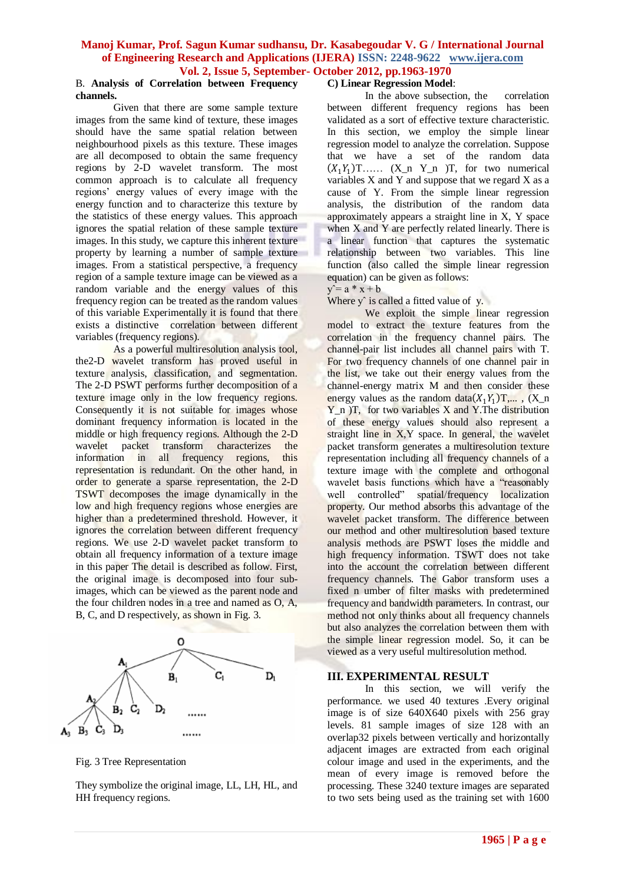### B. Analysis of Correlation between Frequency channels.

Given that there are some sample texture images from the same kind of texture, these images should have the same spatial relation between neighbourhood pixels as this texture. These images are all decomposed to obtain the same frequency regions by 2-D wavelet transform. The most common approach is to calculate all frequency regions' energy values of every image with the energy function and to characterize this texture by the statistics of these energy values. This approach ignores the spatial relation of these sample texture images. In this study, we capture this inherent texture property by learning a number of sample texture images. From a statistical perspective, a frequency region of a sample texture image can be viewed as a random variable and the energy values of this frequency region can be treated as the random values of this variable Experimentally it is found that there exists a distinctive correlation between different variables (frequency regions).

As a powerful multiresolution analysis tool, the2-D wavelet transform has proved useful in texture analysis, classification, and segmentation. The 2-D PSWT performs further decomposition of a texture image only in the low frequency regions. Consequently it is not suitable for images whose dominant frequency information is located in the middle or high frequency regions. Although the 2-D wavelet packet transform characterizes the information in all frequency regions, this representation is redundant. On the other hand, in order to generate a sparse representation, the 2-D TSWT decomposes the image dynamically in the low and high frequency regions whose energies are higher than a predetermined threshold. However, it ignores the correlation between different frequency regions. We use 2-D wavelet packet transform to obtain all frequency information of a texture image in this paper The detail is described as follow. First, the original image is decomposed into four sub-images, which can be viewed as the parent node and the four children nodes in a tree and named as O, A, B, C, and D respectively, as shown in Fig. 3.

Fig. 3 Tree Representation

They symbolize the original image, LL, LH, HL, and HH frequency regions.

### C) Linear Regression Model:

In the above subsection, the correlation between different frequency regions has been validated as a sort of effective texture characteristic. In this section, we employ the simple linear regression model to analyze the correlation. Suppose that we have a set of the random data $(X_1 Y_1)$T…… (X_n Y_n )T, for two numerical variables X and Y and suppose that we regard X as a cause of Y. From the simple linear regression analysis, the distribution of the random data approximately appears a straight line in X, Y space when X and Y are perfectly related linearly. There is a linear function that captures the systematic relationship between two variables. This line function (also called the simple linear regression equation) can be given as follows:

$\hat{y} = a * x + b$

Where $\hat{y}$ is called a fitted value of y.

We exploit the simple linear regression model to extract the texture features from the correlation in the frequency channel pairs. The channel-pair list includes all channel pairs with T. For two frequency channels of one channel pair in the list, we take out their energy values from the channel-energy matrix M and then consider these energy values as the random data$(X_1 Y_1)$T,... , (X_n Y_n )T, for two variables X and Y.The distribution of these energy values should also represent a straight line in X,Y space. In general, the wavelet packet transform generates a multiresolution texture representation including all frequency channels of a texture image with the complete and orthogonal wavelet basis functions which have a "reasonably well controlled" spatial/frequency localization property. Our method absorbs this advantage of the wavelet packet transform. The difference between our method and other multiresolution based texture analysis methods are PSWT loses the middle and high frequency information. TSWT does not take into the account the correlation between different frequency channels. The Gabor transform uses a fixed n umber of filter masks with predetermined frequency and bandwidth parameters. In contrast, our method not only thinks about all frequency channels but also analyzes the correlation between them with the simple linear regression model. So, it can be viewed as a very useful multiresolution method.

## III. EXPERIMENTAL RESULT

In this section, we will verify the performance. we used 40 textures .Every original image is of size 640X640 pixels with 256 gray levels. 81 sample images of size 128 with an overlap32 pixels between vertically and horizontally adjacent images are extracted from each original colour image and used in the experiments, and the mean of every image is removed before the processing. These 3240 texture images are separated to two sets being used as the training set with 1600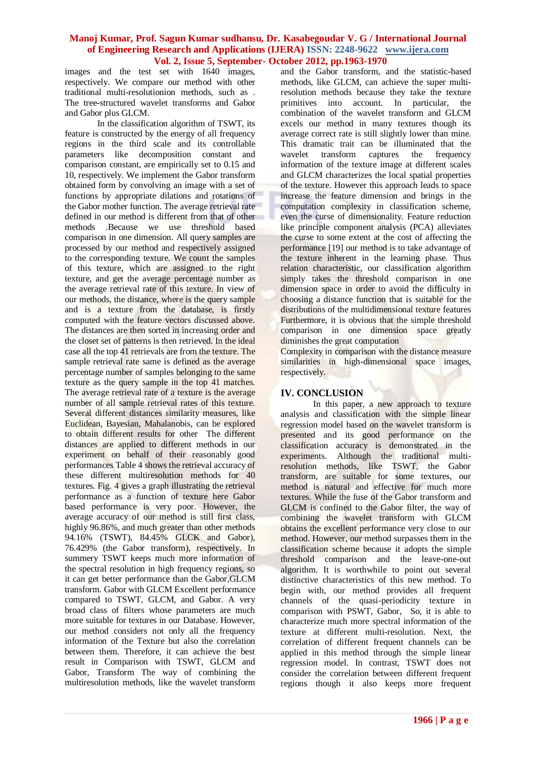images and the test set with 1640 images, respectively. We compare our method with other traditional multi-resolutionion methods, such as . The tree-structured wavelet transforms and Gabor and Gabor plus GLCM.

In the classification algorithm of TSWT, its feature is constructed by the energy of all frequency regions in the third scale and its controllable parameters like decomposition constant and comparison constant, are empirically set to 0.15 and 10, respectively. We implement the Gabor transform obtained form by convolving an image with a set of functions by appropriate dilations and rotations of the Gabor mother function. The average retrieval rate defined in our method is different from that of other methods .Because we use threshold based comparison in one dimension. All query samples are processed by our method and respectively assigned to the corresponding texture. We count the samples of this texture, which are assigned to the right texture, and get the average percentage number as the average retrieval rate of this texture. In view of our methods, the distance, where is the query sample and is a texture from the database, is firstly computed with the feature vectors discussed above. The distances are then sorted in increasing order and the closet set of patterns is then retrieved. In the ideal case all the top 41 retrievals are from the texture. The sample retrieval rate same is defined as the average percentage number of samples belonging to the same texture as the query sample in the top 41 matches. The average retrieval rate of a texture is the average number of all sample retrieval rates of this texture. Several different distances similarity measures, like Euclidean, Bayesian, Mahalanobis, can be explored to obtain different results for other The different distances are applied to different methods in our experiment on behalf of their reasonably good performances Table 4 shows the retrieval accuracy of these different multiresolution methods for 40 textures. Fig. 4 gives a graph illustrating the retrieval performance as a function of texture here Gabor based performance is very poor. However, the average accuracy of our method is still first class, highly 96.86%, and much greater than other methods 94.16% (TSWT), 84.45% GLCK and Gabor), 76.429% (the Gabor transform), respectively. In summery TSWT keeps much more information of the spectral resolution in high frequency regions, so it can get better performance than the Gabor,GLCM transform. Gabor with GLCM Excellent performance compared to TSWT, GLCM, and Gabor. A very broad class of filters whose parameters are much more suitable for textures in our Database. However, our method considers not only all the frequency information of the Texture but also the correlation between them. Therefore, it can achieve the best result in Comparison with TSWT, GLCM and Gabor, Transform The way of combining the multiresolution methods, like the wavelet transform and the Gabor transform, and the statistic-based methods, like GLCM, can achieve the super multi-resolution methods because they take the texture primitives into account. In particular, the combination of the wavelet transform and GLCM excels our method in many textures though its average correct rate is still slightly lower than mine. This dramatic trait can be illuminated that the wavelet transform captures the frequency information of the texture image at different scales and GLCM characterizes the local spatial properties of the texture. However this approach leads to space increase the feature dimension and brings in the computation complexity in classification scheme, even the curse of dimensionality. Feature reduction like principle component analysis (PCA) alleviates the curse to some extent at the cost of affecting the performance [19] our method is to take advantage of the texture inherent in the learning phase. Thus relation characteristic, our classification algorithm simply takes the threshold comparison in one dimension space in order to avoid the difficulty in choosing a distance function that is suitable for the distributions of the multidimensional texture features Furthermore, it is obvious that the simple threshold comparison in one dimension space greatly diminishes the great computation

Complexity in comparison with the distance measure similarities in high-dimensional space images, respectively.

## IV. CONCLUSION

In this paper, a new approach to texture analysis and classification with the simple linear regression model based on the wavelet transform is presented and its good performance on the classification accuracy is demonstrated in the experiments. Although the traditional multi-resolution methods, like TSWT, the Gabor transform, are suitable for some textures, our method is natural and effective for much more textures. While the fuse of the Gabor transform and GLCM is confined to the Gabor filter, the way of combining the wavelet transform with GLCM obtains the excellent performance very close to our method. However, our method surpasses them in the classification scheme because it adopts the simple threshold comparison and the leave-one-out algorithm. It is worthwhile to point out several distinctive characteristics of this new method. To begin with, our method provides all frequent channels of the quasi-periodicity texture in comparison with PSWT, Gabor, So, it is able to characterize much more spectral information of the texture at different multi-resolution. Next, the correlation of different frequent channels can be applied in this method through the simple linear regression model. In contrast, TSWT does not consider the correlation between different frequent regions though it also keeps more frequent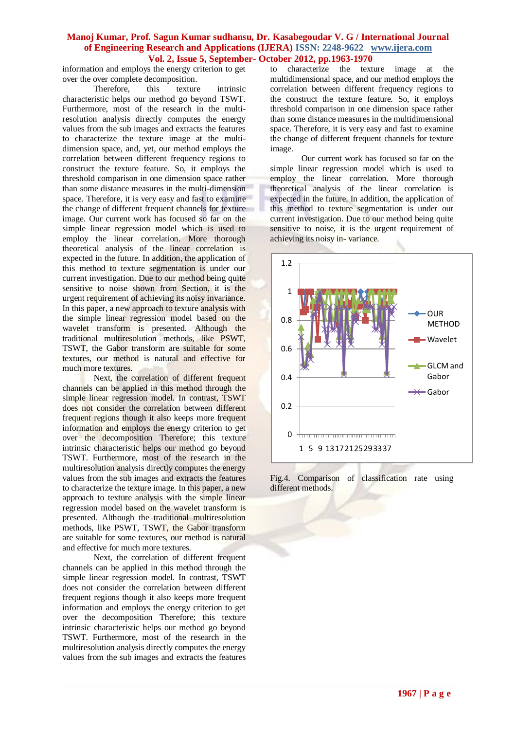information and employs the energy criterion to get over the over complete decomposition.

Therefore, this texture intrinsic characteristic helps our method go beyond TSWT. Furthermore, most of the research in the multi-resolution analysis directly computes the energy values from the sub images and extracts the features to characterize the texture image at the multi-dimension space, and, yet, our method employs the correlation between different frequency regions to construct the texture feature. So, it employs the threshold comparison in one dimension space rather than some distance measures in the multi-dimension space. Therefore, it is very easy and fast to examine the change of different frequent channels for texture image. Our current work has focused so far on the simple linear regression model which is used to employ the linear correlation. More thorough theoretical analysis of the linear correlation is expected in the future. In addition, the application of this method to texture segmentation is under our current investigation. Due to our method being quite sensitive to noise shown from Section, it is the urgent requirement of achieving its noisy invariance. In this paper, a new approach to texture analysis with the simple linear regression model based on the wavelet transform is presented. Although the traditional multiresolution methods, like PSWT, TSWT, the Gabor transform are suitable for some textures, our method is natural and effective for much more textures.

Next, the correlation of different frequent channels can be applied in this method through the simple linear regression model. In contrast, TSWT does not consider the correlation between different frequent regions though it also keeps more frequent information and employs the energy criterion to get over the decomposition Therefore; this texture intrinsic characteristic helps our method go beyond TSWT. Furthermore, most of the research in the multiresolution analysis directly computes the energy values from the sub images and extracts the features to characterize the texture image. In this paper, a new approach to texture analysis with the simple linear regression model based on the wavelet transform is presented. Although the traditional multiresolution methods, like PSWT, TSWT, the Gabor transform are suitable for some textures, our method is natural and effective for much more textures.

Next, the correlation of different frequent channels can be applied in this method through the simple linear regression model. In contrast, TSWT does not consider the correlation between different frequent regions though it also keeps more frequent information and employs the energy criterion to get over the decomposition Therefore; this texture intrinsic characteristic helps our method go beyond TSWT. Furthermore, most of the research in the multiresolution analysis directly computes the energy values from the sub images and extracts the features to characterize the texture image at the multidimensional space, and our method employs the correlation between different frequency regions to the construct the texture feature. So, it employs threshold comparison in one dimension space rather than some distance measures in the multidimensional space. Therefore, it is very easy and fast to examine the change of different frequent channels for texture image.

Our current work has focused so far on the simple linear regression model which is used to employ the linear correlation. More thorough theoretical analysis of the linear correlation is expected in the future. In addition, the application of this method to texture segmentation is under our current investigation. Due to our method being quite sensitive to noise, it is the urgent requirement of achieving its noisy in- variance.

Fig.4. Comparison of classification rate using different methods.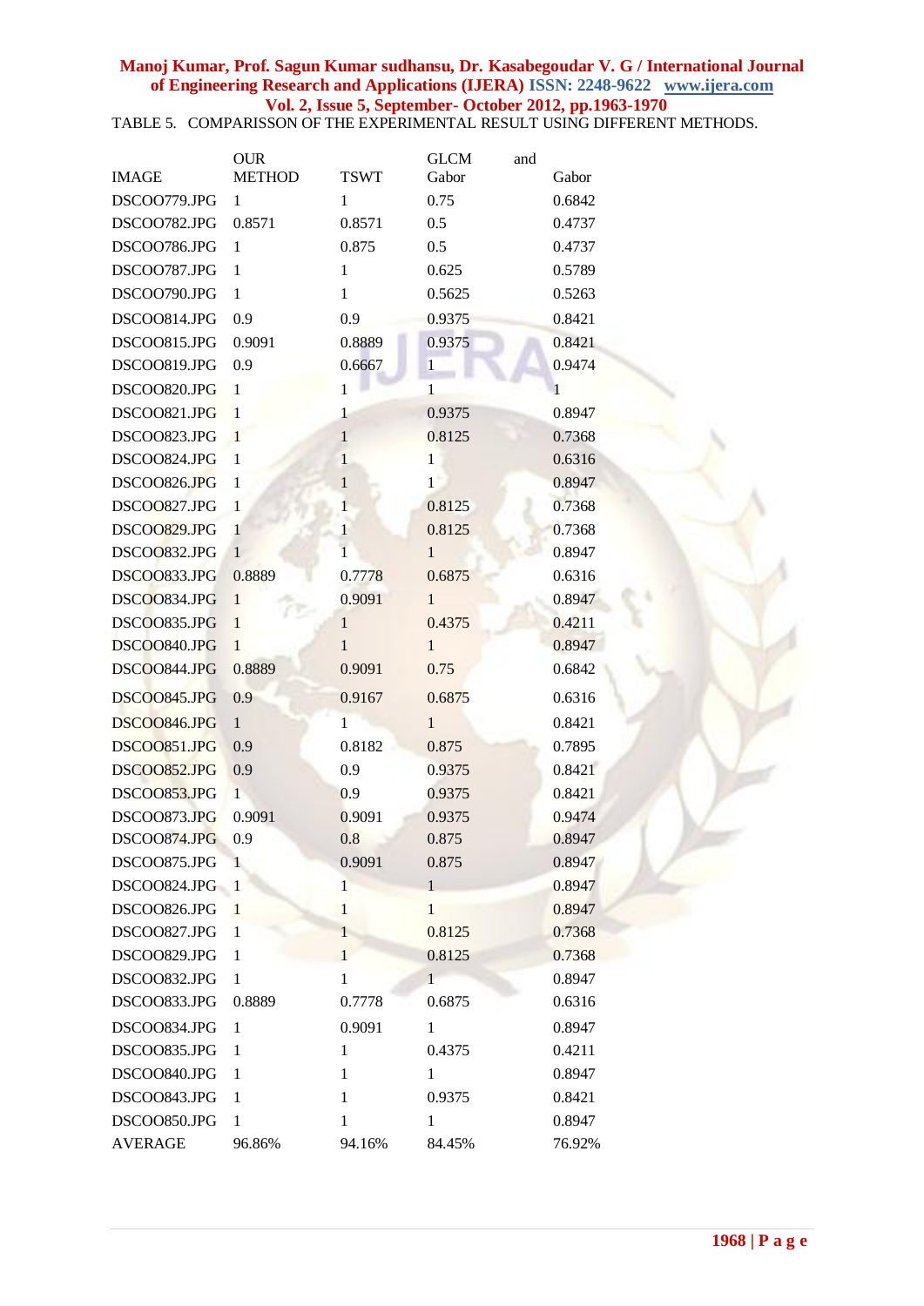TABLE 5. COMPARISSON OF THE EXPERIMENTAL RESULT USING DIFFERENT METHODS.

| IMAGE | OUR METHOD | TSWT | GLCM and Gabor | Gabor |
|---|---|---|---|---|
| DSCOO779.JPG | 1 | 1 | 0.75 | 0.6842 |
| DSCOO782.JPG | 0.8571 | 0.8571 | 0.5 | 0.4737 |
| DSCOO786.JPG | 1 | 0.875 | 0.5 | 0.4737 |
| DSCOO787.JPG | 1 | 1 | 0.625 | 0.5789 |
| DSCOO790.JPG | 1 | 1 | 0.5625 | 0.5263 |
| DSCOO814.JPG | 0.9 | 0.9 | 0.9375 | 0.8421 |
| DSCOO815.JPG | 0.9091 | 0.8889 | 0.9375 | 0.8421 |
| DSCOO819.JPG | 0.9 | 0.6667 | 1 | 0.9474 |
| DSCOO820.JPG | 1 | 1 | 1 | 1 |
| DSCOO821.JPG | 1 | 1 | 0.9375 | 0.8947 |
| DSCOO823.JPG | 1 | 1 | 0.8125 | 0.7368 |
| DSCOO824.JPG | 1 | 1 | 1 | 0.6316 |
| DSCOO826.JPG | 1 | 1 | 1 | 0.8947 |
| DSCOO827.JPG | 1 | 1 | 0.8125 | 0.7368 |
| DSCOO829.JPG | 1 | 1 | 0.8125 | 0.7368 |
| DSCOO832.JPG | 1 | 1 | 1 | 0.8947 |
| DSCOO833.JPG | 0.8889 | 0.7778 | 0.6875 | 0.6316 |
| DSCOO834.JPG | 1 | 0.9091 | 1 | 0.8947 |
| DSCOO835.JPG | 1 | 1 | 0.4375 | 0.4211 |
| DSCOO840.JPG | 1 | 1 | 1 | 0.8947 |
| DSCOO844.JPG | 0.8889 | 0.9091 | 0.75 | 0.6842 |
| DSCOO845.JPG | 0.9 | 0.9167 | 0.6875 | 0.6316 |
| DSCOO846.JPG | 1 | 1 | 1 | 0.8421 |
| DSCOO851.JPG | 0.9 | 0.8182 | 0.875 | 0.7895 |
| DSCOO852.JPG | 0.9 | 0.9 | 0.9375 | 0.8421 |
| DSCOO853.JPG | 1 | 0.9 | 0.9375 | 0.8421 |
| DSCOO873.JPG | 0.9091 | 0.9091 | 0.9375 | 0.9474 |
| DSCOO874.JPG | 0.9 | 0.8 | 0.875 | 0.8947 |
| DSCOO875.JPG | 1 | 0.9091 | 0.875 | 0.8947 |
| DSCOO824.JPG | 1 | 1 | 1 | 0.8947 |
| DSCOO826.JPG | 1 | 1 | 1 | 0.8947 |
| DSCOO827.JPG | 1 | 1 | 0.8125 | 0.7368 |
| DSCOO829.JPG | 1 | 1 | 0.8125 | 0.7368 |
| DSCOO832.JPG | 1 | 1 | 1 | 0.8947 |
| DSCOO833.JPG | 0.8889 | 0.7778 | 0.6875 | 0.6316 |
| DSCOO834.JPG | 1 | 0.9091 | 1 | 0.8947 |
| DSCOO835.JPG | 1 | 1 | 0.4375 | 0.4211 |
| DSCOO840.JPG | 1 | 1 | 1 | 0.8947 |
| DSCOO843.JPG | 1 | 1 | 0.9375 | 0.8421 |
| DSCOO850.JPG | 1 | 1 | 1 | 0.8947 |
| AVERAGE | 96.86% | 94.16% | 84.45% | 76.92% |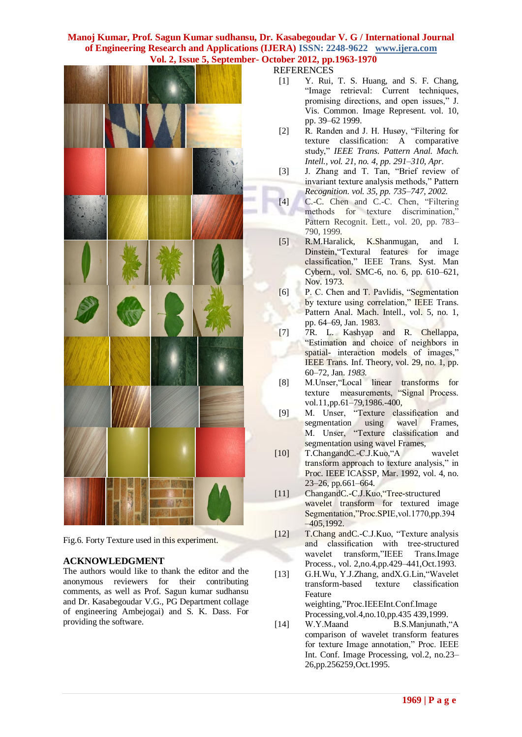Fig.6. Forty Texture used in this experiment.

## ACKNOWLEDGMENT

The authors would like to thank the editor and the anonymous reviewers for their contributing comments, as well as Prof. Sagun kumar sudhansu and Dr. Kasabegoudar V.G., PG Department collage of engineering Ambejogai) and S. K. Dass. For providing the software.

## REFERENCES

[1] Y. Rui, T. S. Huang, and S. F. Chang, "Image retrieval: Current techniques, promising directions, and open issues," J. Vis. Common. Image Represent. vol. 10, pp. 39–62 1999.

[2] R. Randen and J. H. Husøy, "Filtering for texture classification: A comparative study," *IEEE Trans. Pattern Anal. Mach. Intell., vol. 21, no. 4, pp. 291–310, Apr.*

[3] J. Zhang and T. Tan, "Brief review of invariant texture analysis methods," Pattern *Recognition. vol. 35, pp. 735–747, 2002.*

[4] C.-C. Chen and C.-C. Chen, "Filtering methods for texture discrimination," Pattern Recognit. Lett., vol. 20, pp. 783–790, 1999.

[5] R.M.Haralick, K.Shanmugan, and I. Dinstein,"Textural features for image classification," IEEE Trans. Syst. Man Cybern., vol. SMC-6, no. 6, pp. 610–621, Nov. 1973.

[6] P. C. Chen and T. Pavlidis, "Segmentation by texture using correlation," IEEE Trans. Pattern Anal. Mach. Intell., vol. 5, no. 1, pp. 64–69, Jan. 1983.

[7] 7R. L. Kashyap and R. Chellappa, "Estimation and choice of neighbors in spatial- interaction models of images," IEEE Trans. Inf. Theory, vol. 29, no. 1, pp. 60–72, Jan. *1983.*

[8] M.Unser,"Local linear transforms for texture measurements, "Signal Process. vol.11,pp.61–79,1986.-400,

[9] M. Unser, "Texture classification and segmentation using wavel Frames, M. Unser, "Texture classification and segmentation using wavel Frames,

[10] T.ChangandC.-C.J.Kuo,"A wavelet transform approach to texture analysis," in Proc. IEEE ICASSP, Mar. 1992, vol. 4, no. 23–26, pp.661–664.

[11] ChangandC.-C.J.Kuo,"Tree-structured wavelet transform for textured image Segmentation,"Proc.SPIE,vol.1770,pp.394–405,1992.

[12] T.Chang andC.-C.J.Kuo, "Texture analysis and classification with tree-structured wavelet transform,"IEEE Trans.Image Process., vol. 2,no.4,pp.429–441,Oct.1993.

[13] G.H.Wu, Y.J.Zhang, andX.G.Lin,"Wavelet transform-based texture classification Feature weighting,"Proc.IEEEInt.Conf.Image Processing,vol.4,no.10,pp.435 439,1999.

[14] W.Y.Maand B.S.Manjunath,"A comparison of wavelet transform features for texture Image annotation," Proc. IEEE Int. Conf. Image Processing, vol.2, no.23–26,pp.256259,Oct.1995.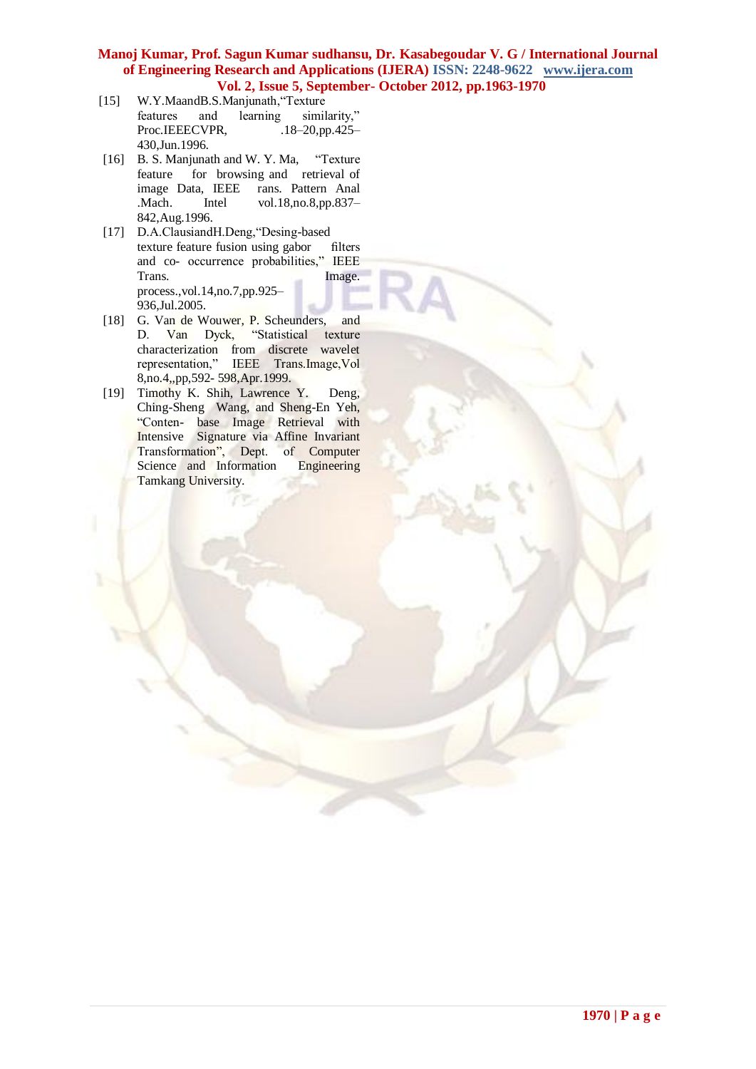[15] W.Y.MaandB.S.Manjunath,"Texture features and learning similarity," Proc.IEEECVPR, .18–20,pp.425–430,Jun.1996.

[16] B. S. Manjunath and W. Y. Ma, "Texture feature for browsing and retrieval of image Data, IEEE rans. Pattern Anal .Mach. Intel vol.18,no.8,pp.837–842,Aug.1996.

[17] D.A.ClausiandH.Deng,"Desing-based texture feature fusion using gabor filters and co- occurrence probabilities," IEEE Trans. Image. process.,vol.14,no.7,pp.925–936,Jul.2005.

[18] G. Van de Wouwer, P. Scheunders, and D. Van Dyck, "Statistical texture characterization from discrete wavelet representation," IEEE Trans.Image,Vol 8,no.4,,pp,592- 598,Apr.1999.

[19] Timothy K. Shih, Lawrence Y. Deng, Ching-Sheng Wang, and Sheng-En Yeh, "Conten- base Image Retrieval with Intensive Signature via Affine Invariant Transformation", Dept. of Computer Science and Information Engineering Tamkang University.